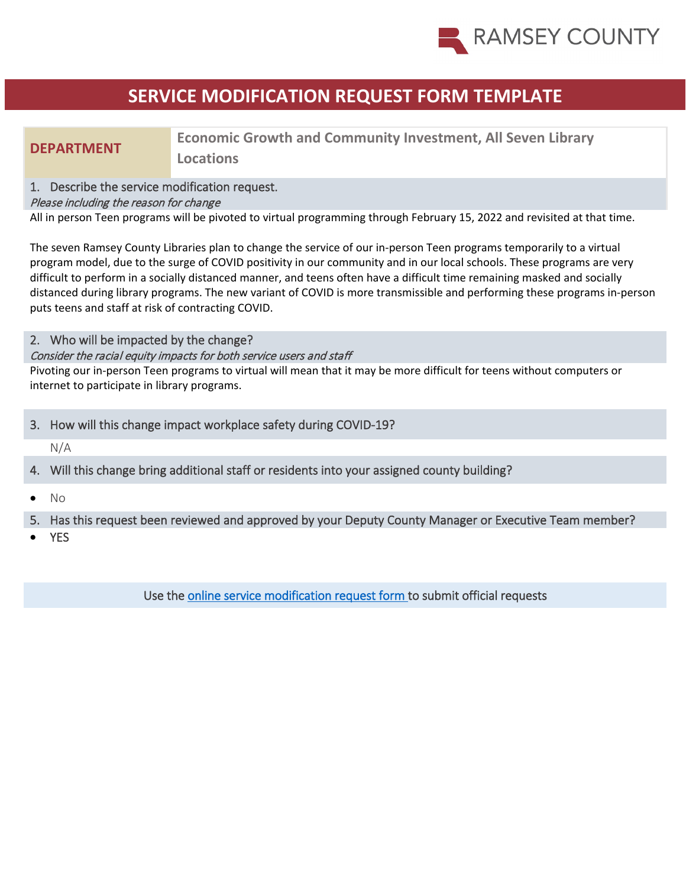RAMSEY COUNTY

# SERVICE MODIFICATION REQUEST FORM TEMPLATE

| DEPARTMENT | Economic Growth and Community Investment, All Seven Library Locations |
|---|---|

1. Describe the service modification request.

*Please including the reason for change*

All in person Teen programs will be pivoted to virtual programming through February 15, 2022 and revisited at that time.

The seven Ramsey County Libraries plan to change the service of our in-person Teen programs temporarily to a virtual program model, due to the surge of COVID positivity in our community and in our local schools. These programs are very difficult to perform in a socially distanced manner, and teens often have a difficult time remaining masked and socially distanced during library programs. The new variant of COVID is more transmissible and performing these programs in-person puts teens and staff at risk of contracting COVID.

2. Who will be impacted by the change?

*Consider the racial equity impacts for both service users and staff*

Pivoting our in-person Teen programs to virtual will mean that it may be more difficult for teens without computers or internet to participate in library programs.

3. How will this change impact workplace safety during COVID-19?

N/A

4. Will this change bring additional staff or residents into your assigned county building?

- No

5. Has this request been reviewed and approved by your Deputy County Manager or Executive Team member?

- YES

Use the [online service modification request form](online service modification request form) to submit official requests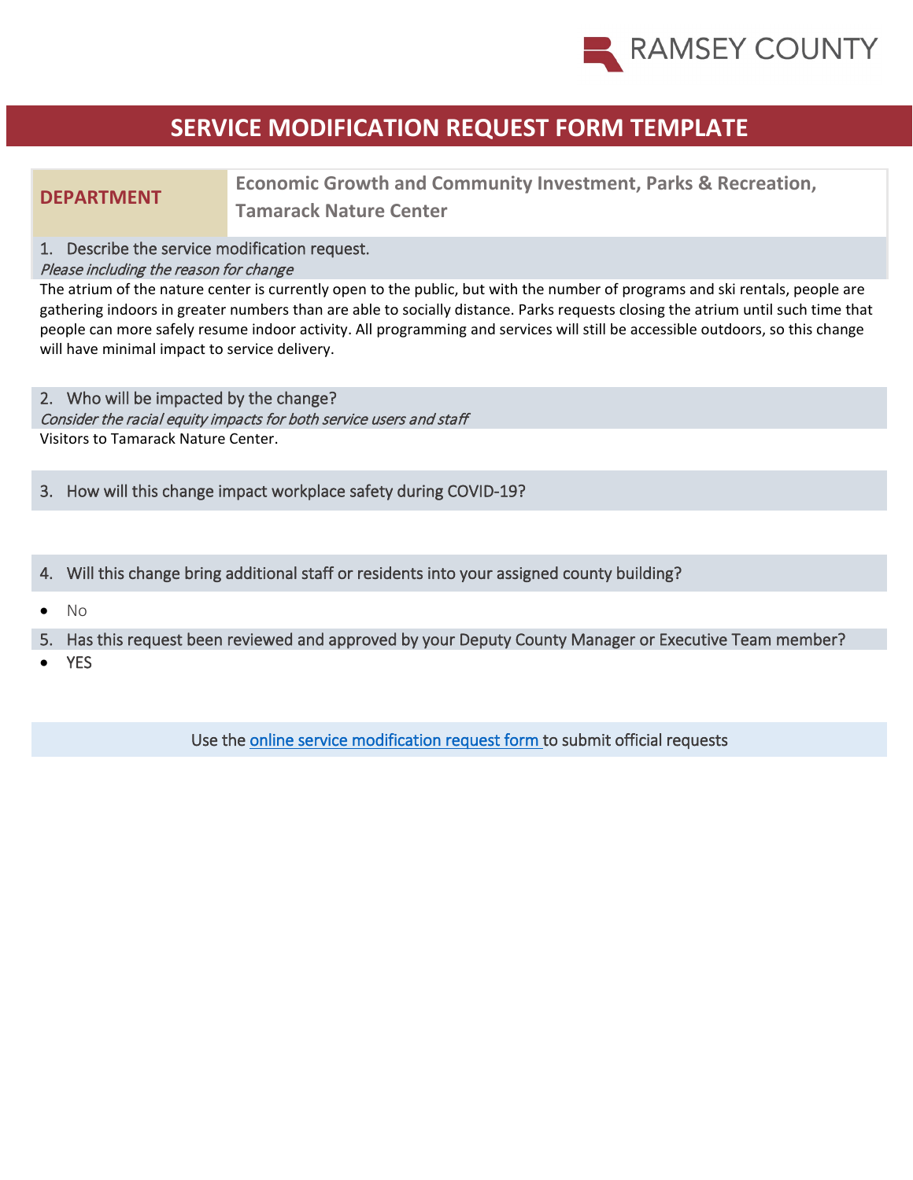# SERVICE MODIFICATION REQUEST FORM TEMPLATE

| DEPARTMENT | Economic Growth and Community Investment, Parks & Recreation, Tamarack Nature Center |
|---|---|

1. Describe the service modification request.

*Please including the reason for change*

The atrium of the nature center is currently open to the public, but with the number of programs and ski rentals, people are gathering indoors in greater numbers than are able to socially distance. Parks requests closing the atrium until such time that people can more safely resume indoor activity. All programming and services will still be accessible outdoors, so this change will have minimal impact to service delivery.

2. Who will be impacted by the change?

*Consider the racial equity impacts for both service users and staff*

Visitors to Tamarack Nature Center.

3. How will this change impact workplace safety during COVID-19?

4. Will this change bring additional staff or residents into your assigned county building?

- No

5. Has this request been reviewed and approved by your Deputy County Manager or Executive Team member?

- YES

Use the online service modification request form to submit official requests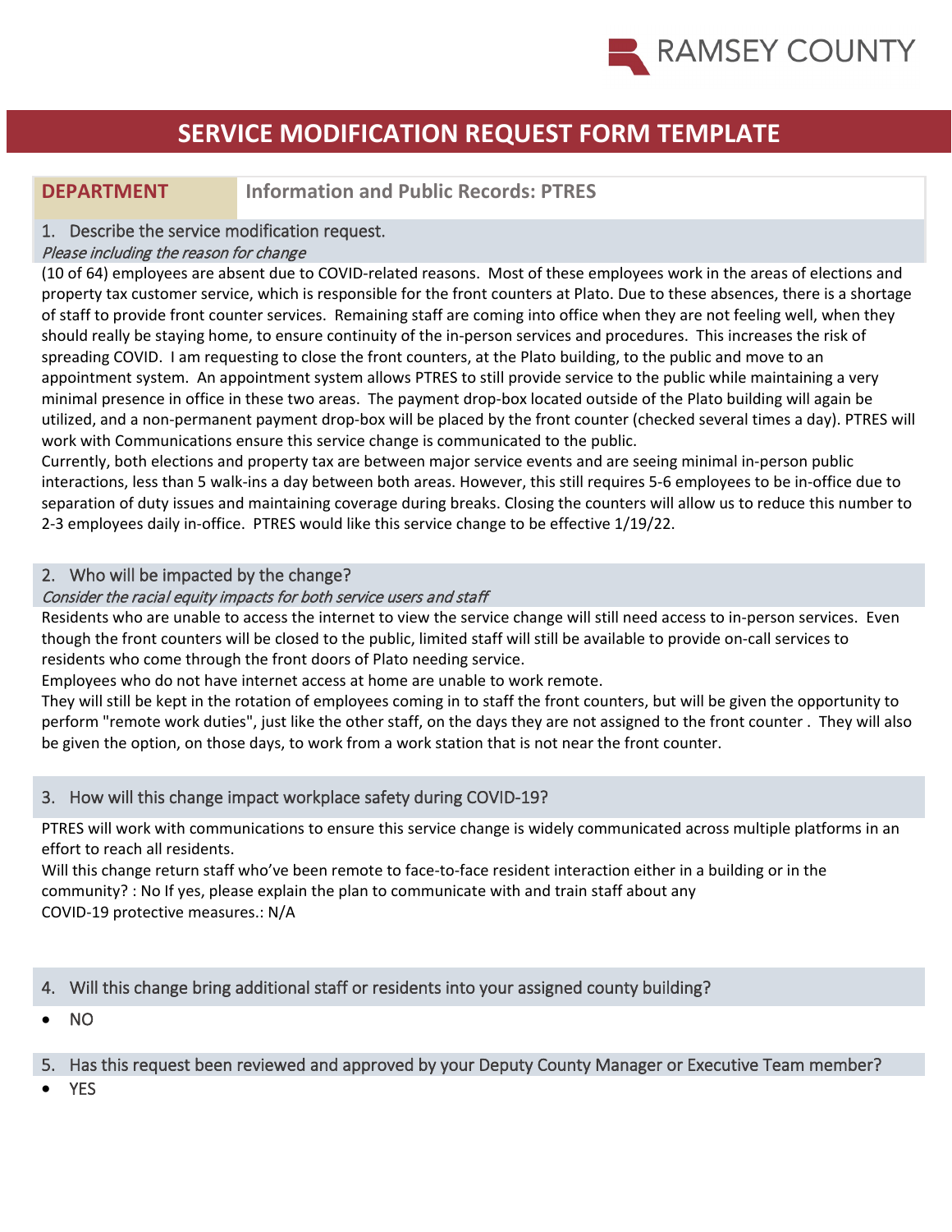# SERVICE MODIFICATION REQUEST FORM TEMPLATE

| DEPARTMENT | Information and Public Records: PTRES |
|---|---|

## 1. Describe the service modification request.

*Please including the reason for change*

(10 of 64) employees are absent due to COVID-related reasons. Most of these employees work in the areas of elections and property tax customer service, which is responsible for the front counters at Plato. Due to these absences, there is a shortage of staff to provide front counter services. Remaining staff are coming into office when they are not feeling well, when they should really be staying home, to ensure continuity of the in-person services and procedures. This increases the risk of spreading COVID. I am requesting to close the front counters, at the Plato building, to the public and move to an appointment system. An appointment system allows PTRES to still provide service to the public while maintaining a very minimal presence in office in these two areas. The payment drop-box located outside of the Plato building will again be utilized, and a non-permanent payment drop-box will be placed by the front counter (checked several times a day). PTRES will work with Communications ensure this service change is communicated to the public.

Currently, both elections and property tax are between major service events and are seeing minimal in-person public interactions, less than 5 walk-ins a day between both areas. However, this still requires 5-6 employees to be in-office due to separation of duty issues and maintaining coverage during breaks. Closing the counters will allow us to reduce this number to 2-3 employees daily in-office. PTRES would like this service change to be effective 1/19/22.

## 2. Who will be impacted by the change?

*Consider the racial equity impacts for both service users and staff*

Residents who are unable to access the internet to view the service change will still need access to in-person services. Even though the front counters will be closed to the public, limited staff will still be available to provide on-call services to residents who come through the front doors of Plato needing service.

Employees who do not have internet access at home are unable to work remote.

They will still be kept in the rotation of employees coming in to staff the front counters, but will be given the opportunity to perform "remote work duties", just like the other staff, on the days they are not assigned to the front counter . They will also be given the option, on those days, to work from a work station that is not near the front counter.

## 3. How will this change impact workplace safety during COVID-19?

PTRES will work with communications to ensure this service change is widely communicated across multiple platforms in an effort to reach all residents.

Will this change return staff who've been remote to face-to-face resident interaction either in a building or in the community? : No If yes, please explain the plan to communicate with and train staff about any COVID-19 protective measures.: N/A

## 4. Will this change bring additional staff or residents into your assigned county building?

- NO

## 5. Has this request been reviewed and approved by your Deputy County Manager or Executive Team member?

- YES